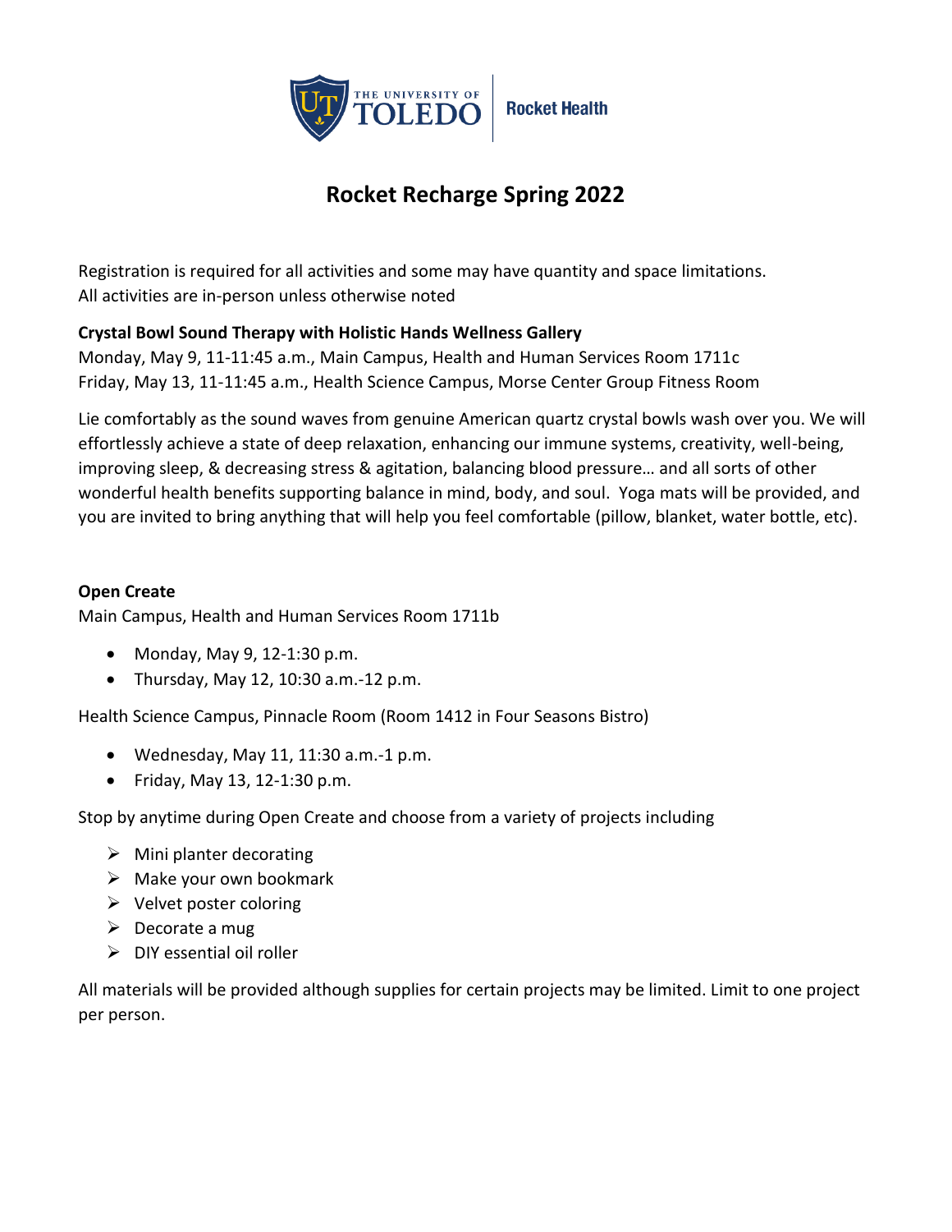THE UNIVERSITY OF TOLEDO | Rocket Health

# Rocket Recharge Spring 2022

Registration is required for all activities and some may have quantity and space limitations.
All activities are in-person unless otherwise noted

**Crystal Bowl Sound Therapy with Holistic Hands Wellness Gallery**
Monday, May 9, 11-11:45 a.m., Main Campus, Health and Human Services Room 1711c
Friday, May 13, 11-11:45 a.m., Health Science Campus, Morse Center Group Fitness Room

Lie comfortably as the sound waves from genuine American quartz crystal bowls wash over you. We will effortlessly achieve a state of deep relaxation, enhancing our immune systems, creativity, well-being, improving sleep, & decreasing stress & agitation, balancing blood pressure… and all sorts of other wonderful health benefits supporting balance in mind, body, and soul. Yoga mats will be provided, and you are invited to bring anything that will help you feel comfortable (pillow, blanket, water bottle, etc).

**Open Create**
Main Campus, Health and Human Services Room 1711b

- Monday, May 9, 12-1:30 p.m.
- Thursday, May 12, 10:30 a.m.-12 p.m.

Health Science Campus, Pinnacle Room (Room 1412 in Four Seasons Bistro)

- Wednesday, May 11, 11:30 a.m.-1 p.m.
- Friday, May 13, 12-1:30 p.m.

Stop by anytime during Open Create and choose from a variety of projects including

- Mini planter decorating
- Make your own bookmark
- Velvet poster coloring
- Decorate a mug
- DIY essential oil roller

All materials will be provided although supplies for certain projects may be limited. Limit to one project per person.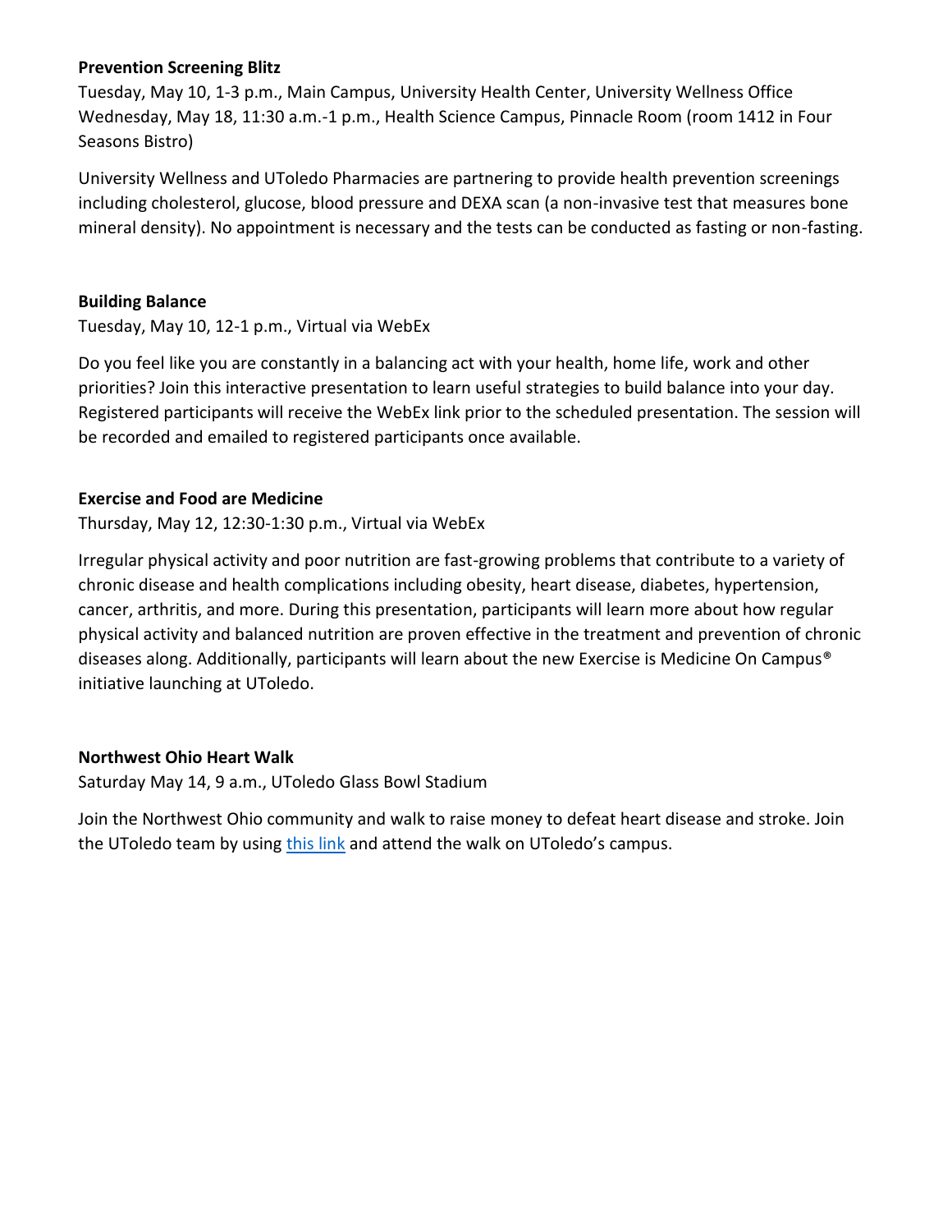**Prevention Screening Blitz**
Tuesday, May 10, 1-3 p.m., Main Campus, University Health Center, University Wellness Office
Wednesday, May 18, 11:30 a.m.-1 p.m., Health Science Campus, Pinnacle Room (room 1412 in Four Seasons Bistro)

University Wellness and UToledo Pharmacies are partnering to provide health prevention screenings including cholesterol, glucose, blood pressure and DEXA scan (a non-invasive test that measures bone mineral density). No appointment is necessary and the tests can be conducted as fasting or non-fasting.

**Building Balance**
Tuesday, May 10, 12-1 p.m., Virtual via WebEx

Do you feel like you are constantly in a balancing act with your health, home life, work and other priorities? Join this interactive presentation to learn useful strategies to build balance into your day. Registered participants will receive the WebEx link prior to the scheduled presentation. The session will be recorded and emailed to registered participants once available.

**Exercise and Food are Medicine**
Thursday, May 12, 12:30-1:30 p.m., Virtual via WebEx

Irregular physical activity and poor nutrition are fast-growing problems that contribute to a variety of chronic disease and health complications including obesity, heart disease, diabetes, hypertension, cancer, arthritis, and more. During this presentation, participants will learn more about how regular physical activity and balanced nutrition are proven effective in the treatment and prevention of chronic diseases along. Additionally, participants will learn about the new Exercise is Medicine On Campus® initiative launching at UToledo.

**Northwest Ohio Heart Walk**
Saturday May 14, 9 a.m., UToledo Glass Bowl Stadium

Join the Northwest Ohio community and walk to raise money to defeat heart disease and stroke. Join the UToledo team by using this link and attend the walk on UToledo's campus.